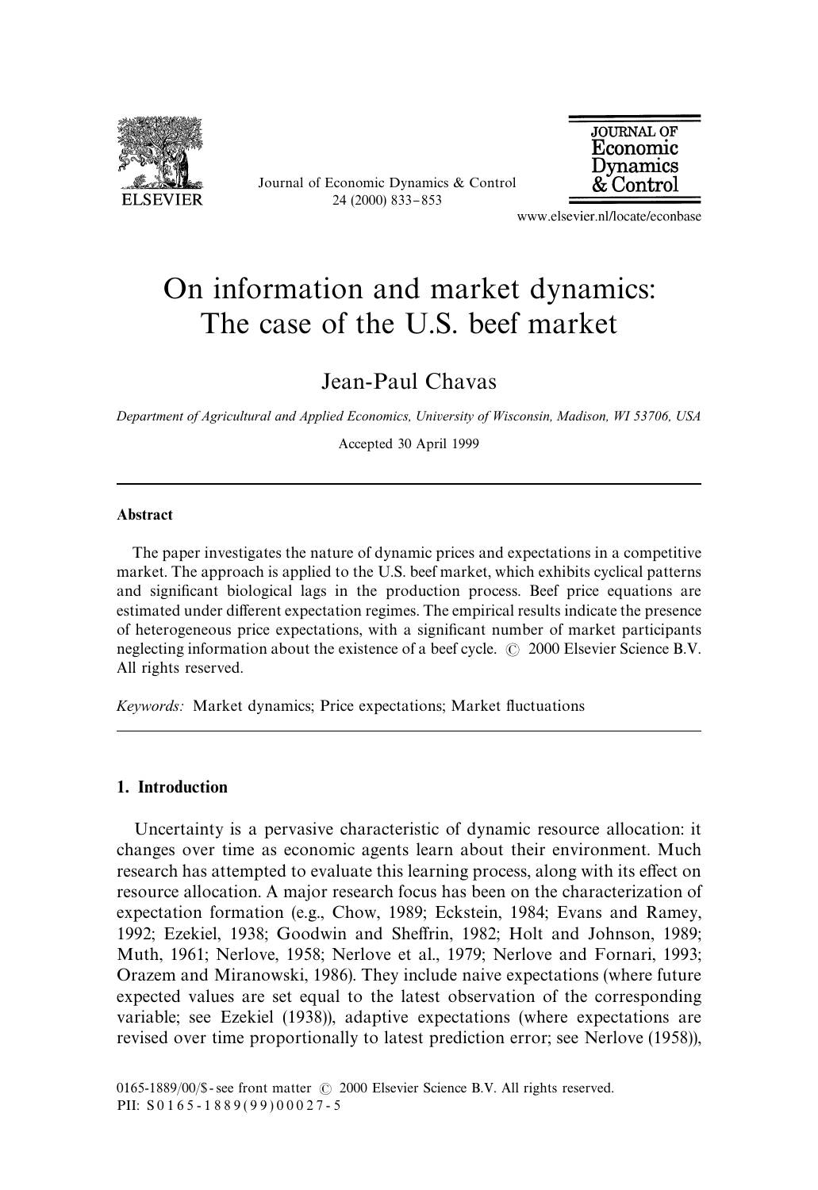# On information and market dynamics: The case of the U.S. beef market

Jean-Paul Chavas

*Department of Agricultural and Applied Economics, University of Wisconsin, Madison, WI 53706, USA*

Accepted 30 April 1999

## Abstract

The paper investigates the nature of dynamic prices and expectations in a competitive market. The approach is applied to the U.S. beef market, which exhibits cyclical patterns and significant biological lags in the production process. Beef price equations are estimated under different expectation regimes. The empirical results indicate the presence of heterogeneous price expectations, with a significant number of market participants neglecting information about the existence of a beef cycle. © 2000 Elsevier Science B.V. All rights reserved.

*Keywords:* Market dynamics; Price expectations; Market fluctuations

## 1. Introduction

Uncertainty is a pervasive characteristic of dynamic resource allocation: it changes over time as economic agents learn about their environment. Much research has attempted to evaluate this learning process, along with its effect on resource allocation. A major research focus has been on the characterization of expectation formation (e.g., Chow, 1989; Eckstein, 1984; Evans and Ramey, 1992; Ezekiel, 1938; Goodwin and Sheffrin, 1982; Holt and Johnson, 1989; Muth, 1961; Nerlove, 1958; Nerlove et al., 1979; Nerlove and Fornari, 1993; Orazem and Miranowski, 1986). They include naive expectations (where future expected values are set equal to the latest observation of the corresponding variable; see Ezekiel (1938)), adaptive expectations (where expectations are revised over time proportionally to latest prediction error; see Nerlove (1958)),

0165-1889/00/$ - see front matter © 2000 Elsevier Science B.V. All rights reserved.
PII: S0165-1889(99)00027-5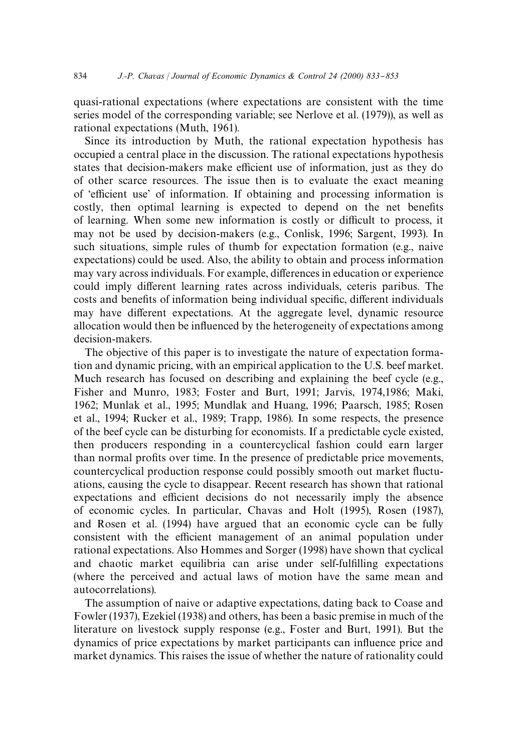quasi-rational expectations (where expectations are consistent with the time series model of the corresponding variable; see Nerlove et al. (1979)), as well as rational expectations (Muth, 1961).

Since its introduction by Muth, the rational expectation hypothesis has occupied a central place in the discussion. The rational expectations hypothesis states that decision-makers make efficient use of information, just as they do of other scarce resources. The issue then is to evaluate the exact meaning of 'efficient use' of information. If obtaining and processing information is costly, then optimal learning is expected to depend on the net benefits of learning. When some new information is costly or difficult to process, it may not be used by decision-makers (e.g., Conlisk, 1996; Sargent, 1993). In such situations, simple rules of thumb for expectation formation (e.g., naive expectations) could be used. Also, the ability to obtain and process information may vary across individuals. For example, differences in education or experience could imply different learning rates across individuals, ceteris paribus. The costs and benefits of information being individual specific, different individuals may have different expectations. At the aggregate level, dynamic resource allocation would then be influenced by the heterogeneity of expectations among decision-makers.

The objective of this paper is to investigate the nature of expectation formation and dynamic pricing, with an empirical application to the U.S. beef market. Much research has focused on describing and explaining the beef cycle (e.g., Fisher and Munro, 1983; Foster and Burt, 1991; Jarvis, 1974,1986; Maki, 1962; Munlak et al., 1995; Mundlak and Huang, 1996; Paarsch, 1985; Rosen et al., 1994; Rucker et al., 1989; Trapp, 1986). In some respects, the presence of the beef cycle can be disturbing for economists. If a predictable cycle existed, then producers responding in a countercyclical fashion could earn larger than normal profits over time. In the presence of predictable price movements, countercyclical production response could possibly smooth out market fluctuations, causing the cycle to disappear. Recent research has shown that rational expectations and efficient decisions do not necessarily imply the absence of economic cycles. In particular, Chavas and Holt (1995), Rosen (1987), and Rosen et al. (1994) have argued that an economic cycle can be fully consistent with the efficient management of an animal population under rational expectations. Also Hommes and Sorger (1998) have shown that cyclical and chaotic market equilibria can arise under self-fulfilling expectations (where the perceived and actual laws of motion have the same mean and autocorrelations).

The assumption of naive or adaptive expectations, dating back to Coase and Fowler (1937), Ezekiel (1938) and others, has been a basic premise in much of the literature on livestock supply response (e.g., Foster and Burt, 1991). But the dynamics of price expectations by market participants can influence price and market dynamics. This raises the issue of whether the nature of rationality could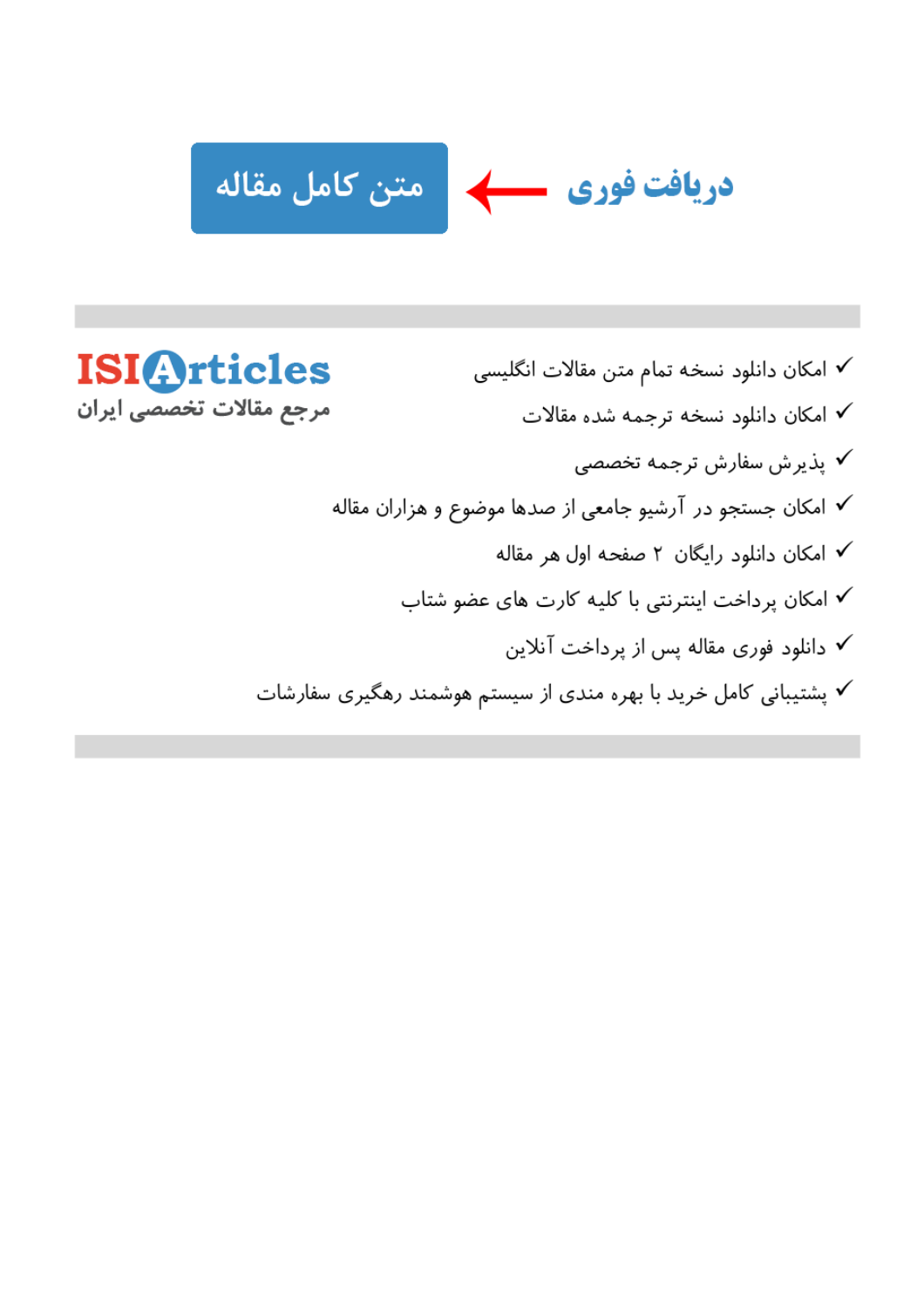دریافت فوری ← متن کامل مقاله

**ISIArticles**
مرجع مقالات تخصصی ایران

- ✓ امکان دانلود نسخه تمام متن مقالات انگلیسی
- ✓ امکان دانلود نسخه ترجمه شده مقالات
- ✓ پذیرش سفارش ترجمه تخصصی
- ✓ امکان جستجو در آرشیو جامعی از صدها موضوع و هزاران مقاله
- ✓ امکان دانلود رایگان ۲ صفحه اول هر مقاله
- ✓ امکان پرداخت اینترنتی با کلیه کارت های عضو شتاب
- ✓ دانلود فوری مقاله پس از پرداخت آنلاین
- ✓ پشتیبانی کامل خرید با بهره مندی از سیستم هوشمند رهگیری سفارشات